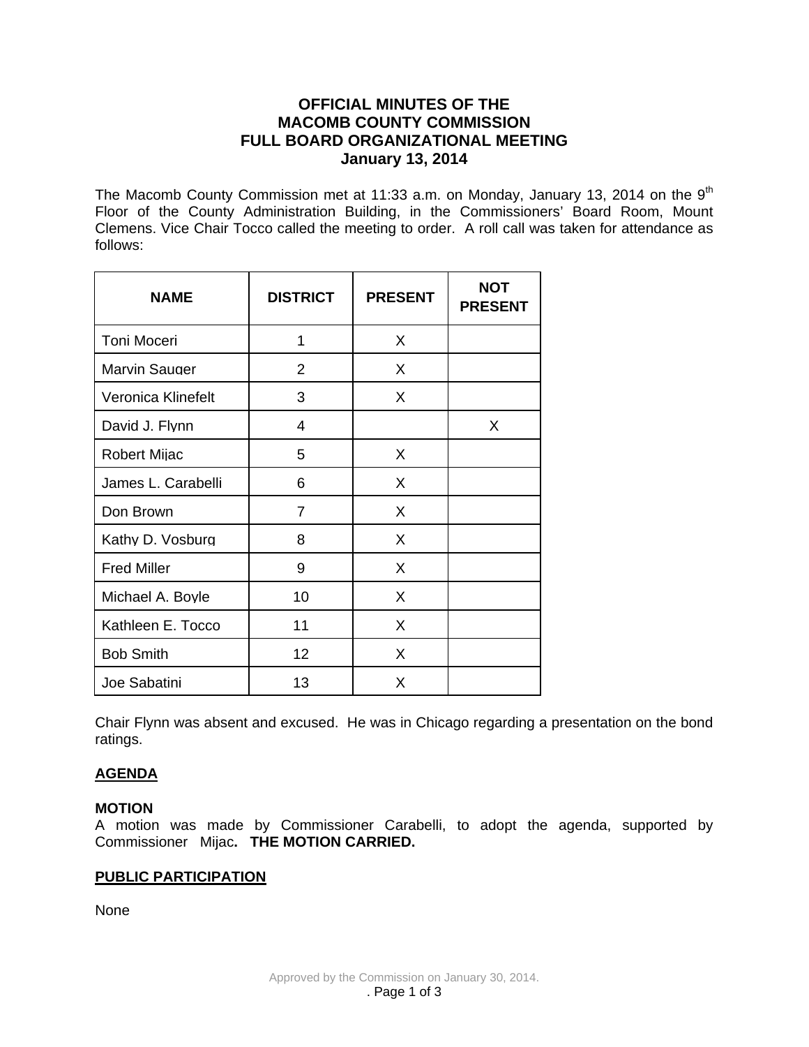# OFFICIAL MINUTES OF THE MACOMB COUNTY COMMISSION FULL BOARD ORGANIZATIONAL MEETING January 13, 2014

The Macomb County Commission met at 11:33 a.m. on Monday, January 13, 2014 on the 9th Floor of the County Administration Building, in the Commissioners' Board Room, Mount Clemens. Vice Chair Tocco called the meeting to order. A roll call was taken for attendance as follows:

| NAME | DISTRICT | PRESENT | NOT PRESENT |
|---|---|---|---|
| Toni Moceri | 1 | X | |
| Marvin Sauger | 2 | X | |
| Veronica Klinefelt | 3 | X | |
| David J. Flynn | 4 | | X |
| Robert Mijac | 5 | X | |
| James L. Carabelli | 6 | X | |
| Don Brown | 7 | X | |
| Kathy D. Vosburg | 8 | X | |
| Fred Miller | 9 | X | |
| Michael A. Boyle | 10 | X | |
| Kathleen E. Tocco | 11 | X | |
| Bob Smith | 12 | X | |
| Joe Sabatini | 13 | X | |

Chair Flynn was absent and excused. He was in Chicago regarding a presentation on the bond ratings.

## AGENDA

**MOTION**
A motion was made by Commissioner Carabelli, to adopt the agenda, supported by Commissioner Mijac. **THE MOTION CARRIED.**

## PUBLIC PARTICIPATION

None

Approved by the Commission on January 30, 2014.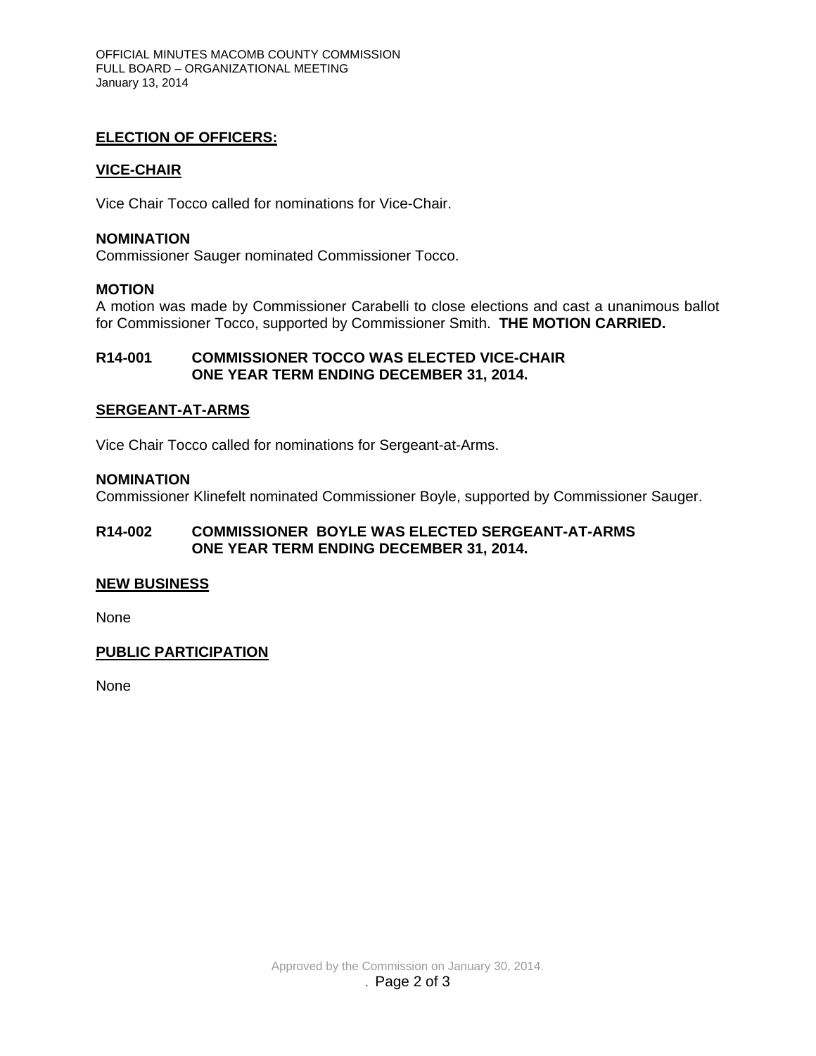## ELECTION OF OFFICERS:

### VICE-CHAIR

Vice Chair Tocco called for nominations for Vice-Chair.

**NOMINATION**
Commissioner Sauger nominated Commissioner Tocco.

**MOTION**
A motion was made by Commissioner Carabelli to close elections and cast a unanimous ballot for Commissioner Tocco, supported by Commissioner Smith. **THE MOTION CARRIED.**

**R14-001 COMMISSIONER TOCCO WAS ELECTED VICE-CHAIR ONE YEAR TERM ENDING DECEMBER 31, 2014.**

### SERGEANT-AT-ARMS

Vice Chair Tocco called for nominations for Sergeant-at-Arms.

**NOMINATION**
Commissioner Klinefelt nominated Commissioner Boyle, supported by Commissioner Sauger.

**R14-002 COMMISSIONER BOYLE WAS ELECTED SERGEANT-AT-ARMS ONE YEAR TERM ENDING DECEMBER 31, 2014.**

### NEW BUSINESS

None

### PUBLIC PARTICIPATION

None

Approved by the Commission on January 30, 2014.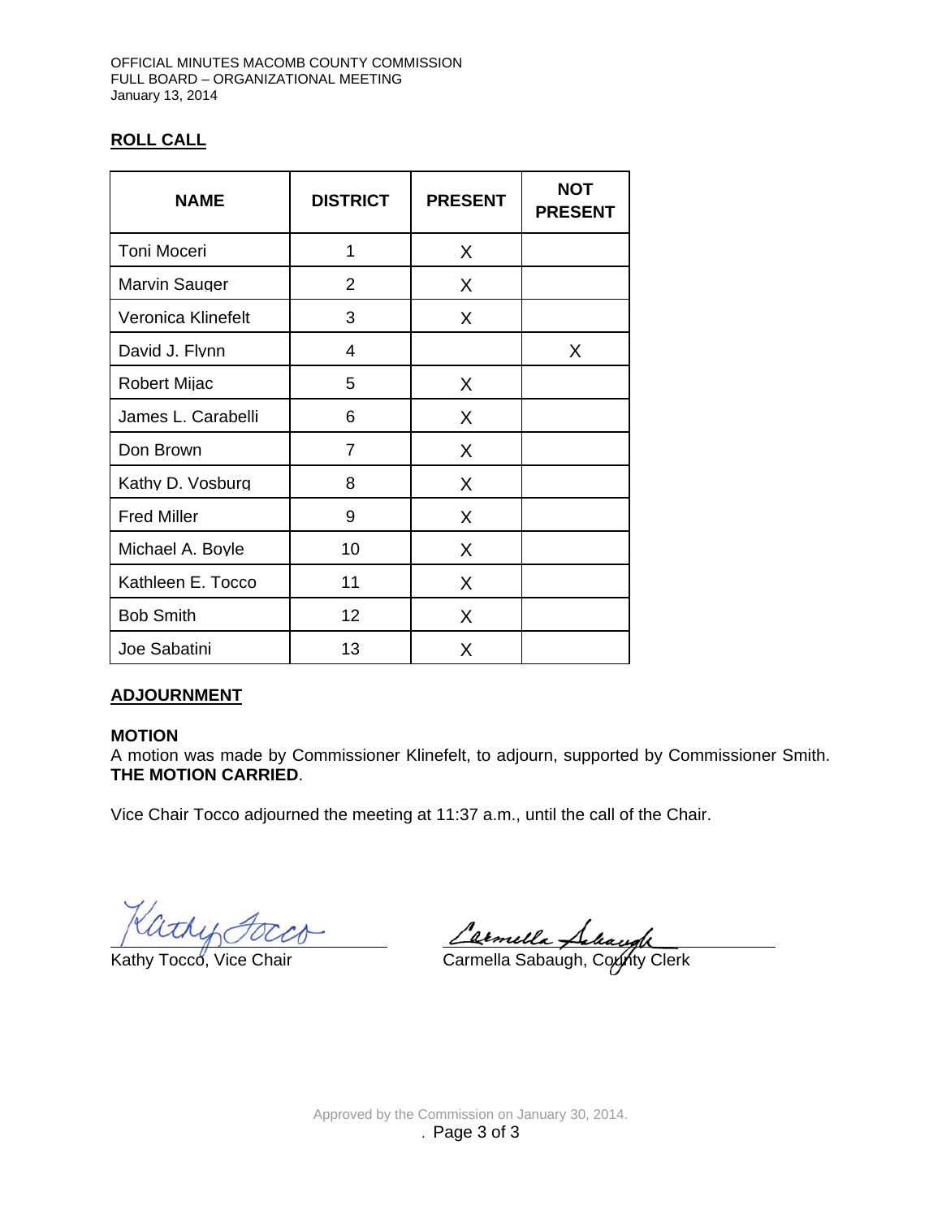## ROLL CALL

| NAME | DISTRICT | PRESENT | NOT PRESENT |
|---|---|---|---|
| Toni Moceri | 1 | X | |
| Marvin Sauger | 2 | X | |
| Veronica Klinefelt | 3 | X | |
| David J. Flynn | 4 | | X |
| Robert Mijac | 5 | X | |
| James L. Carabelli | 6 | X | |
| Don Brown | 7 | X | |
| Kathy D. Vosburg | 8 | X | |
| Fred Miller | 9 | X | |
| Michael A. Boyle | 10 | X | |
| Kathleen E. Tocco | 11 | X | |
| Bob Smith | 12 | X | |
| Joe Sabatini | 13 | X | |

## ADJOURNMENT

**MOTION**

A motion was made by Commissioner Klinefelt, to adjourn, supported by Commissioner Smith. **THE MOTION CARRIED**.

Vice Chair Tocco adjourned the meeting at 11:37 a.m., until the call of the Chair.

Kathy Tocco, Vice Chair

Carmella Sabaugh, County Clerk

Approved by the Commission on January 30, 2014.